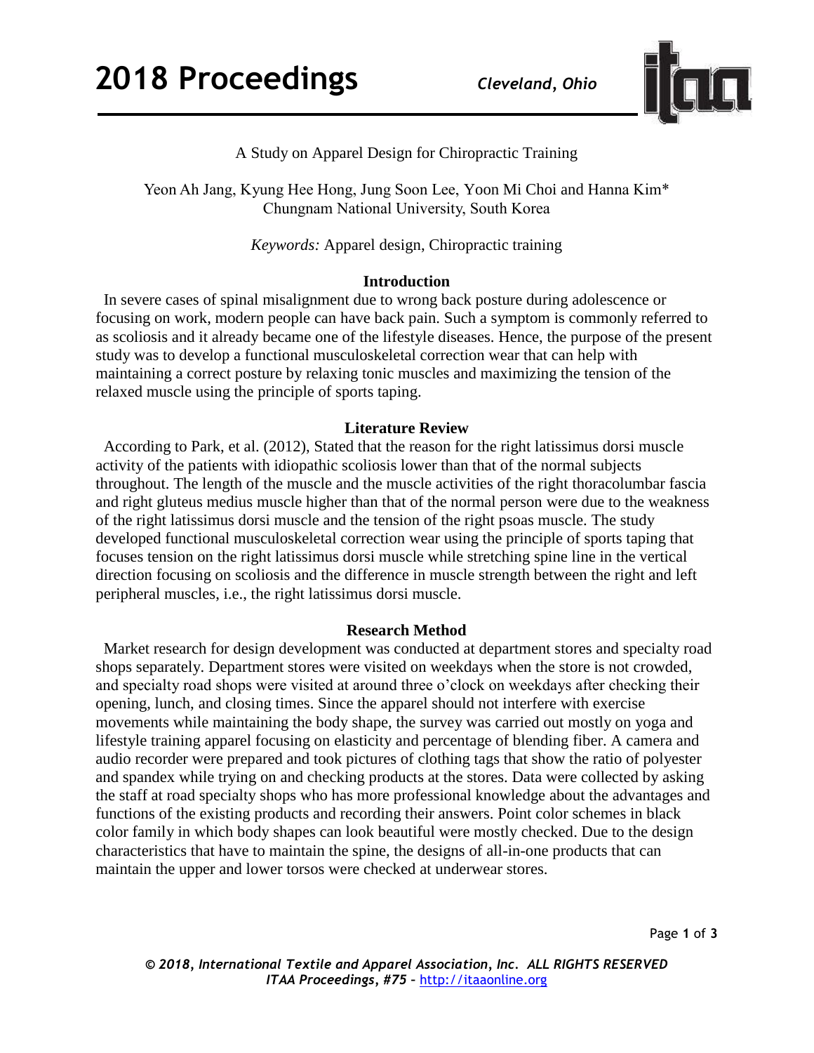# A Study on Apparel Design for Chiropractic Training

Yeon Ah Jang, Kyung Hee Hong, Jung Soon Lee, Yoon Mi Choi and Hanna Kim*
Chungnam National University, South Korea

*Keywords:* Apparel design, Chiropractic training

## Introduction

In severe cases of spinal misalignment due to wrong back posture during adolescence or focusing on work, modern people can have back pain. Such a symptom is commonly referred to as scoliosis and it already became one of the lifestyle diseases. Hence, the purpose of the present study was to develop a functional musculoskeletal correction wear that can help with maintaining a correct posture by relaxing tonic muscles and maximizing the tension of the relaxed muscle using the principle of sports taping.

## Literature Review

According to Park, et al. (2012), Stated that the reason for the right latissimus dorsi muscle activity of the patients with idiopathic scoliosis lower than that of the normal subjects throughout. The length of the muscle and the muscle activities of the right thoracolumbar fascia and right gluteus medius muscle higher than that of the normal person were due to the weakness of the right latissimus dorsi muscle and the tension of the right psoas muscle. The study developed functional musculoskeletal correction wear using the principle of sports taping that focuses tension on the right latissimus dorsi muscle while stretching spine line in the vertical direction focusing on scoliosis and the difference in muscle strength between the right and left peripheral muscles, i.e., the right latissimus dorsi muscle.

## Research Method

Market research for design development was conducted at department stores and specialty road shops separately. Department stores were visited on weekdays when the store is not crowded, and specialty road shops were visited at around three o'clock on weekdays after checking their opening, lunch, and closing times. Since the apparel should not interfere with exercise movements while maintaining the body shape, the survey was carried out mostly on yoga and lifestyle training apparel focusing on elasticity and percentage of blending fiber. A camera and audio recorder were prepared and took pictures of clothing tags that show the ratio of polyester and spandex while trying on and checking products at the stores. Data were collected by asking the staff at road specialty shops who has more professional knowledge about the advantages and functions of the existing products and recording their answers. Point color schemes in black color family in which body shapes can look beautiful were mostly checked. Due to the design characteristics that have to maintain the spine, the designs of all-in-one products that can maintain the upper and lower torsos were checked at underwear stores.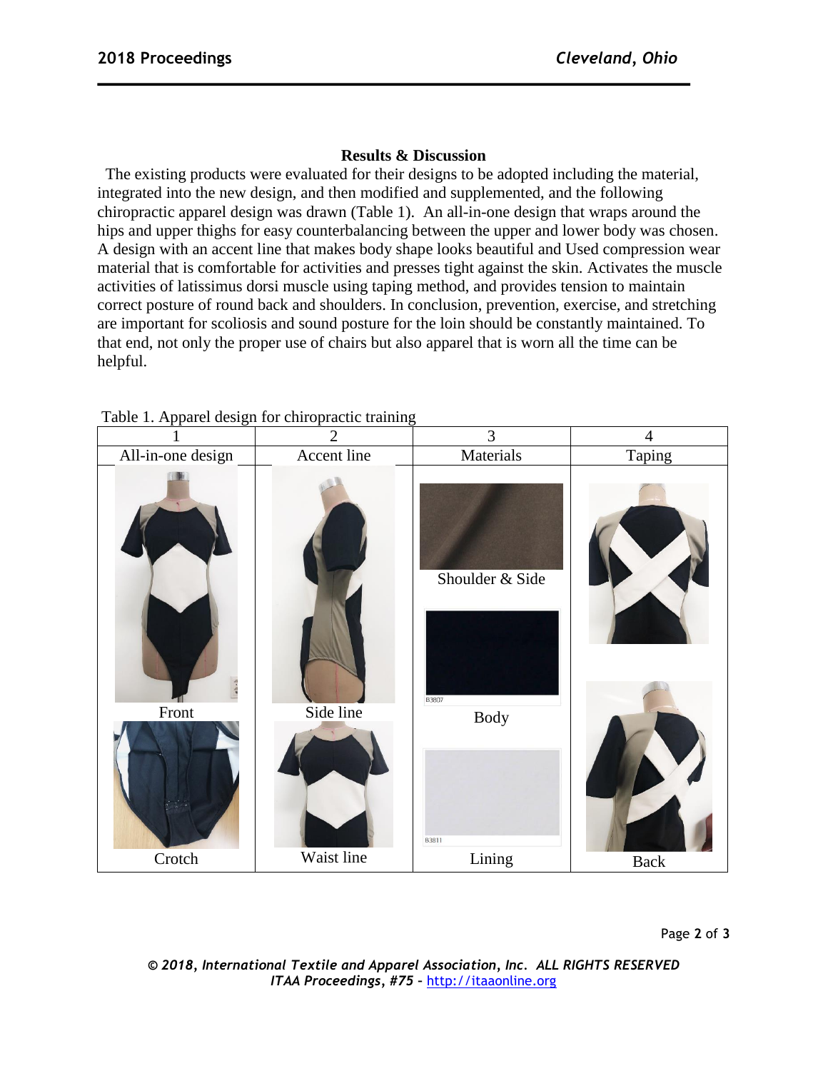## Results & Discussion

The existing products were evaluated for their designs to be adopted including the material, integrated into the new design, and then modified and supplemented, and the following chiropractic apparel design was drawn (Table 1). An all-in-one design that wraps around the hips and upper thighs for easy counterbalancing between the upper and lower body was chosen. A design with an accent line that makes body shape looks beautiful and Used compression wear material that is comfortable for activities and presses tight against the skin. Activates the muscle activities of latissimus dorsi muscle using taping method, and provides tension to maintain correct posture of round back and shoulders. In conclusion, prevention, exercise, and stretching are important for scoliosis and sound posture for the loin should be constantly maintained. To that end, not only the proper use of chairs but also apparel that is worn all the time can be helpful.

Table 1. Apparel design for chiropractic training

| 1 | 2 | 3 | 4 |
|---|---|---|---|
| All-in-one design | Accent line | Materials | Taping |
| Front | Side line | Shoulder & Side | |
| | | B3807 Body | |
| Crotch | Waist line | B3811 Lining | Back |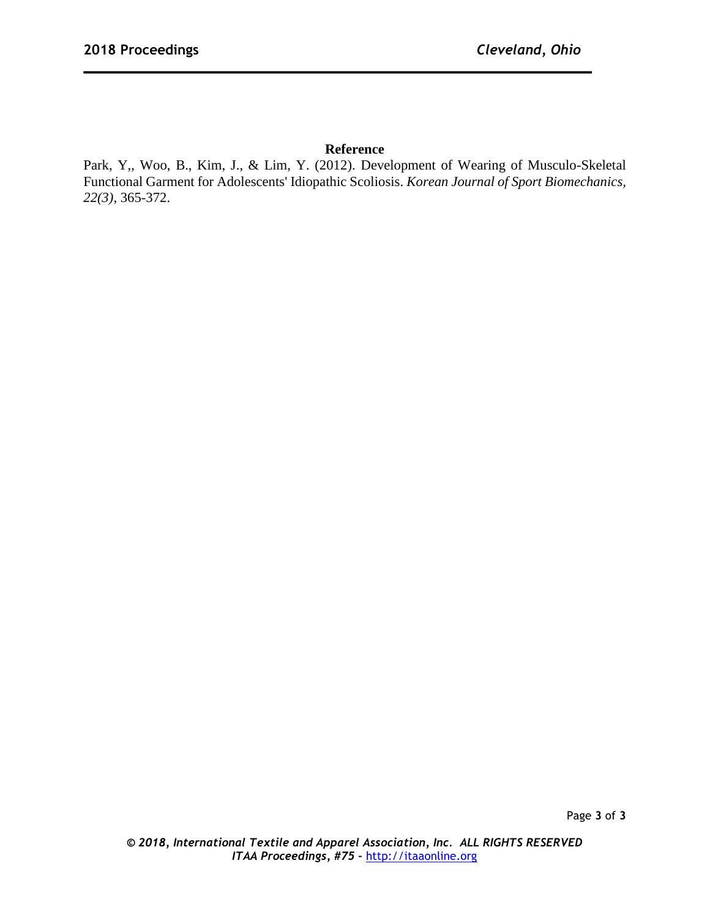## Reference

Park, Y,, Woo, B., Kim, J., & Lim, Y. (2012). Development of Wearing of Musculo-Skeletal Functional Garment for Adolescents' Idiopathic Scoliosis. *Korean Journal of Sport Biomechanics, 22(3),* 365-372.